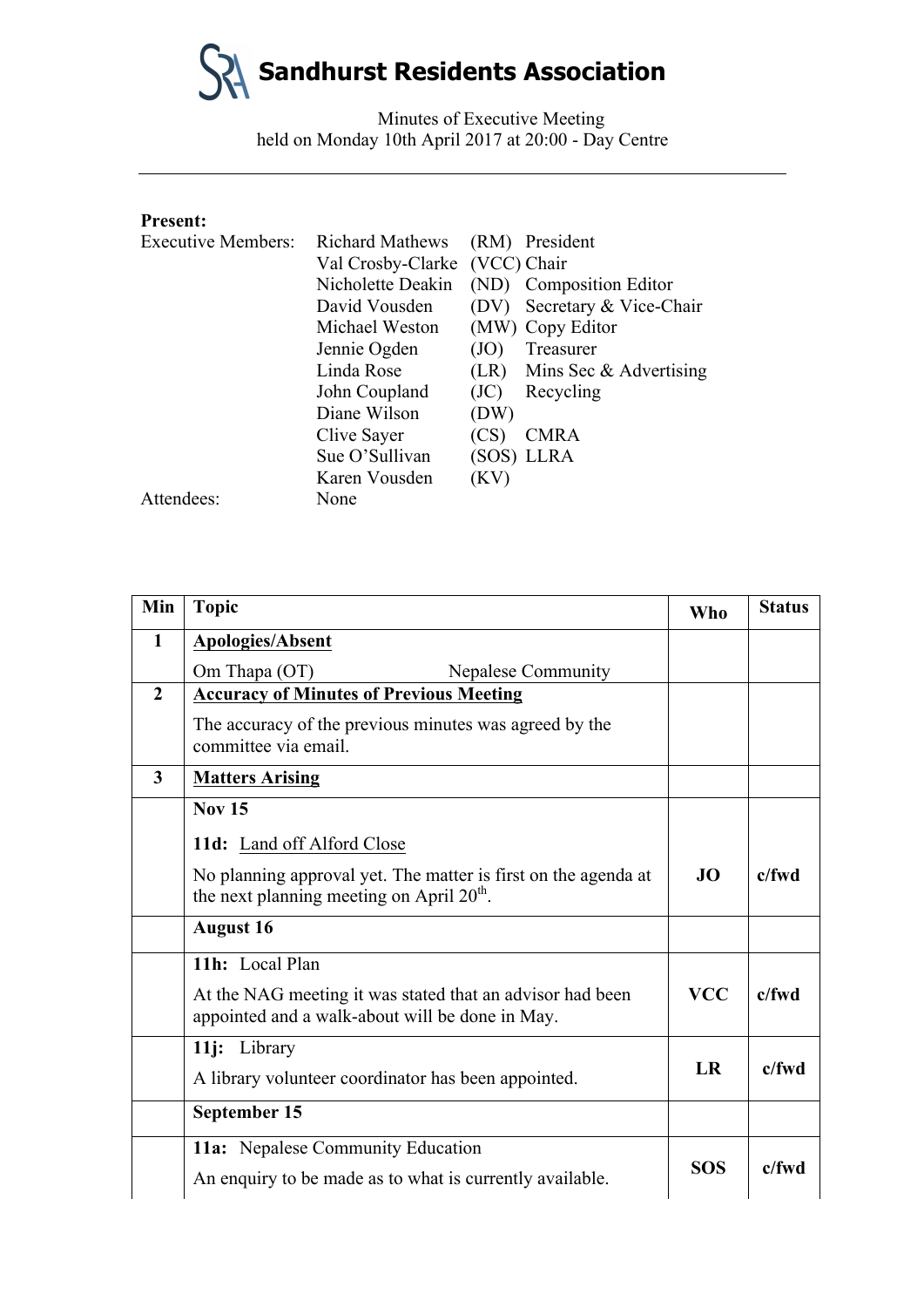# Sandhurst Residents Association

Minutes of Executive Meeting
held on Monday 10th April 2017 at 20:00 - Day Centre

---

**Present:**

| | | | |
|---|---|---|---|
| Executive Members: | Richard Mathews | (RM) | President |
| | Val Crosby-Clarke | (VCC) | Chair |
| | Nicholette Deakin | (ND) | Composition Editor |
| | David Vousden | (DV) | Secretary & Vice-Chair |
| | Michael Weston | (MW) | Copy Editor |
| | Jennie Ogden | (JO) | Treasurer |
| | Linda Rose | (LR) | Mins Sec & Advertising |
| | John Coupland | (JC) | Recycling |
| | Diane Wilson | (DW) | |
| | Clive Sayer | (CS) | CMRA |
| | Sue O'Sullivan | (SOS) | LLRA |
| | Karen Vousden | (KV) | |
| Attendees: | None | | |

| Min | Topic | Who | Status |
|---|---|---|---|
| **1** | **Apologies/Absent**<br>Om Thapa (OT) Nepalese Community | | |
| **2** | **Accuracy of Minutes of Previous Meeting**<br>The accuracy of the previous minutes was agreed by the committee via email. | | |
| **3** | **Matters Arising** | | |
| | **Nov 15**<br>**11d:** Land off Alford Close<br>No planning approval yet. The matter is first on the agenda at the next planning meeting on April 20th. | **JO** | **c/fwd** |
| | **August 16** | | |
| | **11h:** Local Plan<br>At the NAG meeting it was stated that an advisor had been appointed and a walk-about will be done in May. | **VCC** | **c/fwd** |
| | **11j:** Library<br>A library volunteer coordinator has been appointed. | **LR** | **c/fwd** |
| | **September 15** | | |
| | **11a:** Nepalese Community Education<br>An enquiry to be made as to what is currently available. | **SOS** | **c/fwd** |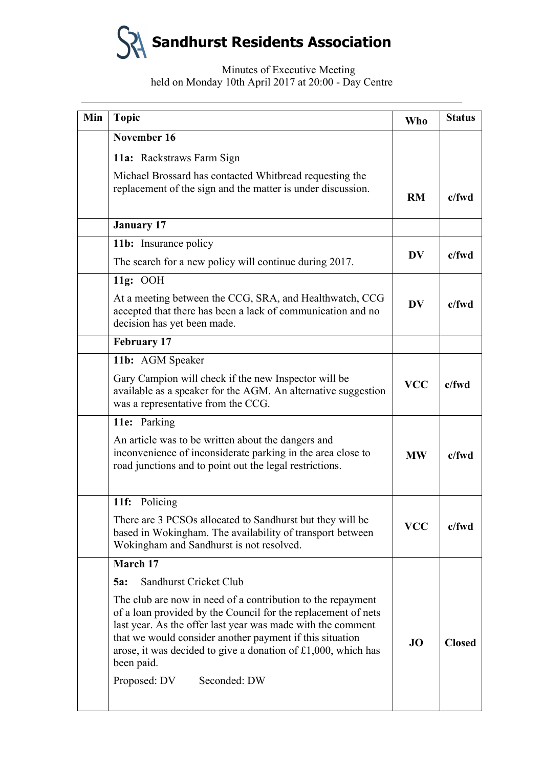# Sandhurst Residents Association

Minutes of Executive Meeting
held on Monday 10th April 2017 at 20:00 - Day Centre

| Min | Topic | Who | Status |
|---|---|---|---|
| | **November 16** <br> **11a:** Rackstraws Farm Sign <br> Michael Brossard has contacted Whitbread requesting the replacement of the sign and the matter is under discussion. | **RM** | **c/fwd** |
| | **January 17** | | |
| | **11b:** Insurance policy <br> The search for a new policy will continue during 2017. | **DV** | **c/fwd** |
| | **11g:** OOH <br> At a meeting between the CCG, SRA, and Healthwatch, CCG accepted that there has been a lack of communication and no decision has yet been made. | **DV** | **c/fwd** |
| | **February 17** | | |
| | **11b:** AGM Speaker <br> Gary Campion will check if the new Inspector will be available as a speaker for the AGM. An alternative suggestion was a representative from the CCG. | **VCC** | **c/fwd** |
| | **11e:** Parking <br> An article was to be written about the dangers and inconvenience of inconsiderate parking in the area close to road junctions and to point out the legal restrictions. | **MW** | **c/fwd** |
| | **11f:** Policing <br> There are 3 PCSOs allocated to Sandhurst but they will be based in Wokingham. The availability of transport between Wokingham and Sandhurst is not resolved. | **VCC** | **c/fwd** |
| | **March 17** <br> **5a:** Sandhurst Cricket Club <br> The club are now in need of a contribution to the repayment of a loan provided by the Council for the replacement of nets last year. As the offer last year was made with the comment that we would consider another payment if this situation arose, it was decided to give a donation of £1,000, which has been paid. <br> Proposed: DV Seconded: DW | **JO** | **Closed** |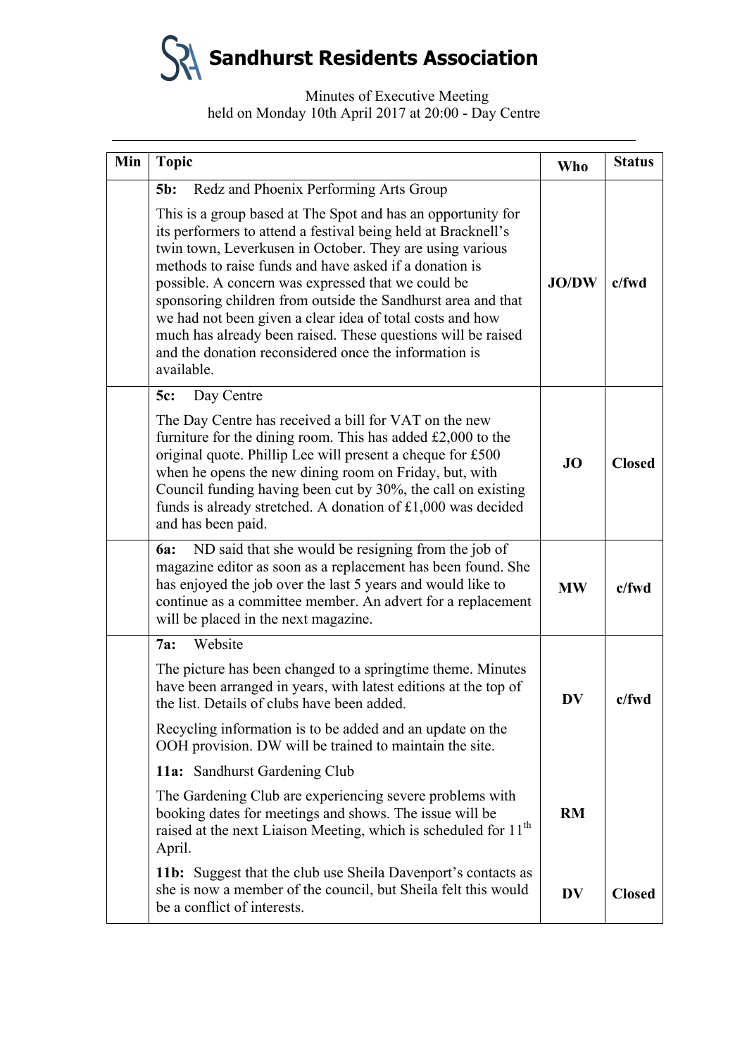# Sandhurst Residents Association

Minutes of Executive Meeting
held on Monday 10th April 2017 at 20:00 - Day Centre

| Min | Topic | Who | Status |
|---|---|---|---|
| | **5b:** Redz and Phoenix Performing Arts Group<br><br>This is a group based at The Spot and has an opportunity for its performers to attend a festival being held at Bracknell's twin town, Leverkusen in October. They are using various methods to raise funds and have asked if a donation is possible. A concern was expressed that we could be sponsoring children from outside the Sandhurst area and that we had not been given a clear idea of total costs and how much has already been raised. These questions will be raised and the donation reconsidered once the information is available. | **JO/DW** | **c/fwd** |
| | **5c:** Day Centre<br><br>The Day Centre has received a bill for VAT on the new furniture for the dining room. This has added £2,000 to the original quote. Phillip Lee will present a cheque for £500 when he opens the new dining room on Friday, but, with Council funding having been cut by 30%, the call on existing funds is already stretched. A donation of £1,000 was decided and has been paid. | **JO** | **Closed** |
| | **6a:** ND said that she would be resigning from the job of magazine editor as soon as a replacement has been found. She has enjoyed the job over the last 5 years and would like to continue as a committee member. An advert for a replacement will be placed in the next magazine. | **MW** | **c/fwd** |
| | **7a:** Website<br><br>The picture has been changed to a springtime theme. Minutes have been arranged in years, with latest editions at the top of the list. Details of clubs have been added.<br><br>Recycling information is to be added and an update on the OOH provision. DW will be trained to maintain the site. | **DV** | **c/fwd** |
| | **11a:** Sandhurst Gardening Club<br><br>The Gardening Club are experiencing severe problems with booking dates for meetings and shows. The issue will be raised at the next Liaison Meeting, which is scheduled for 11th April. | **RM** | |
| | **11b:** Suggest that the club use Sheila Davenport's contacts as she is now a member of the council, but Sheila felt this would be a conflict of interests. | **DV** | **Closed** |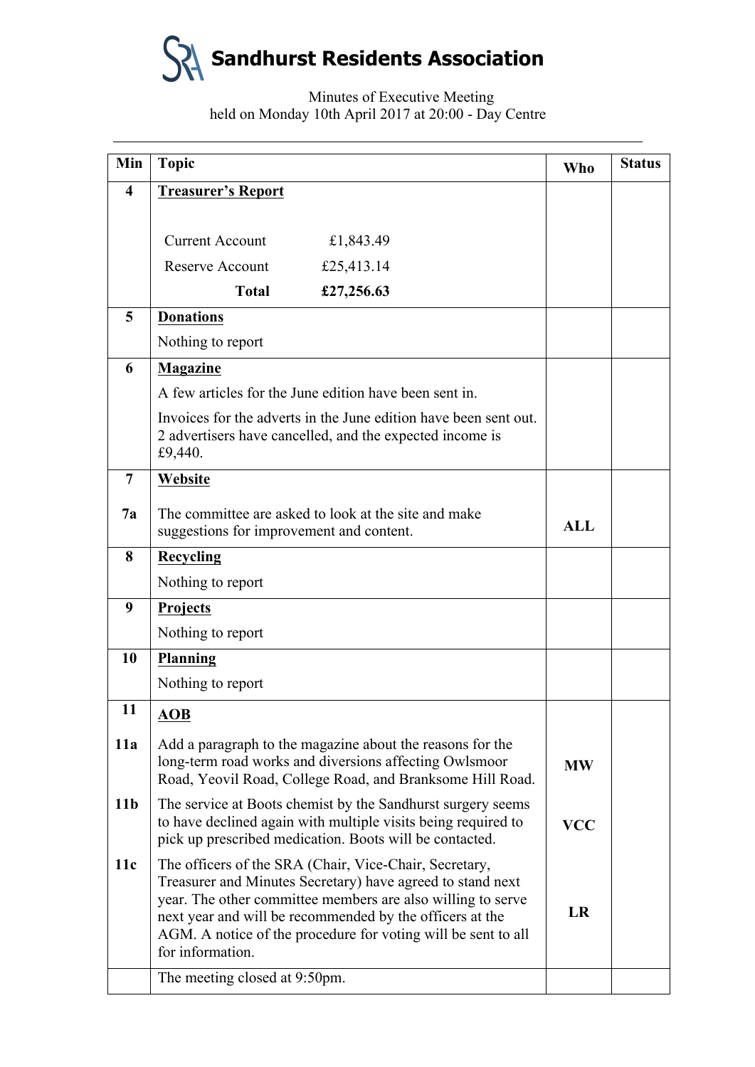# Sandhurst Residents Association

Minutes of Executive Meeting
held on Monday 10th April 2017 at 20:00 - Day Centre

| Min | Topic | Who | Status |
|---|---|---|---|
| 4 | **Treasurer's Report**<br><br>Current Account £1,843.49<br>Reserve Account £25,413.14<br>**Total £27,256.63** | | |
| 5 | **Donations**<br>Nothing to report | | |
| 6 | **Magazine**<br>A few articles for the June edition have been sent in.<br>Invoices for the adverts in the June edition have been sent out. 2 advertisers have cancelled, and the expected income is £9,440. | | |
| 7 | **Website** | | |
| 7a | The committee are asked to look at the site and make suggestions for improvement and content. | **ALL** | |
| 8 | **Recycling**<br>Nothing to report | | |
| 9 | **Projects**<br>Nothing to report | | |
| 10 | **Planning**<br>Nothing to report | | |
| 11 | **AOB** | | |
| 11a | Add a paragraph to the magazine about the reasons for the long-term road works and diversions affecting Owlsmoor Road, Yeovil Road, College Road, and Branksome Hill Road. | **MW** | |
| 11b | The service at Boots chemist by the Sandhurst surgery seems to have declined again with multiple visits being required to pick up prescribed medication. Boots will be contacted. | **VCC** | |
| 11c | The officers of the SRA (Chair, Vice-Chair, Secretary, Treasurer and Minutes Secretary) have agreed to stand next year. The other committee members are also willing to serve next year and will be recommended by the officers at the AGM. A notice of the procedure for voting will be sent to all for information. | **LR** | |
| | The meeting closed at 9:50pm. | | |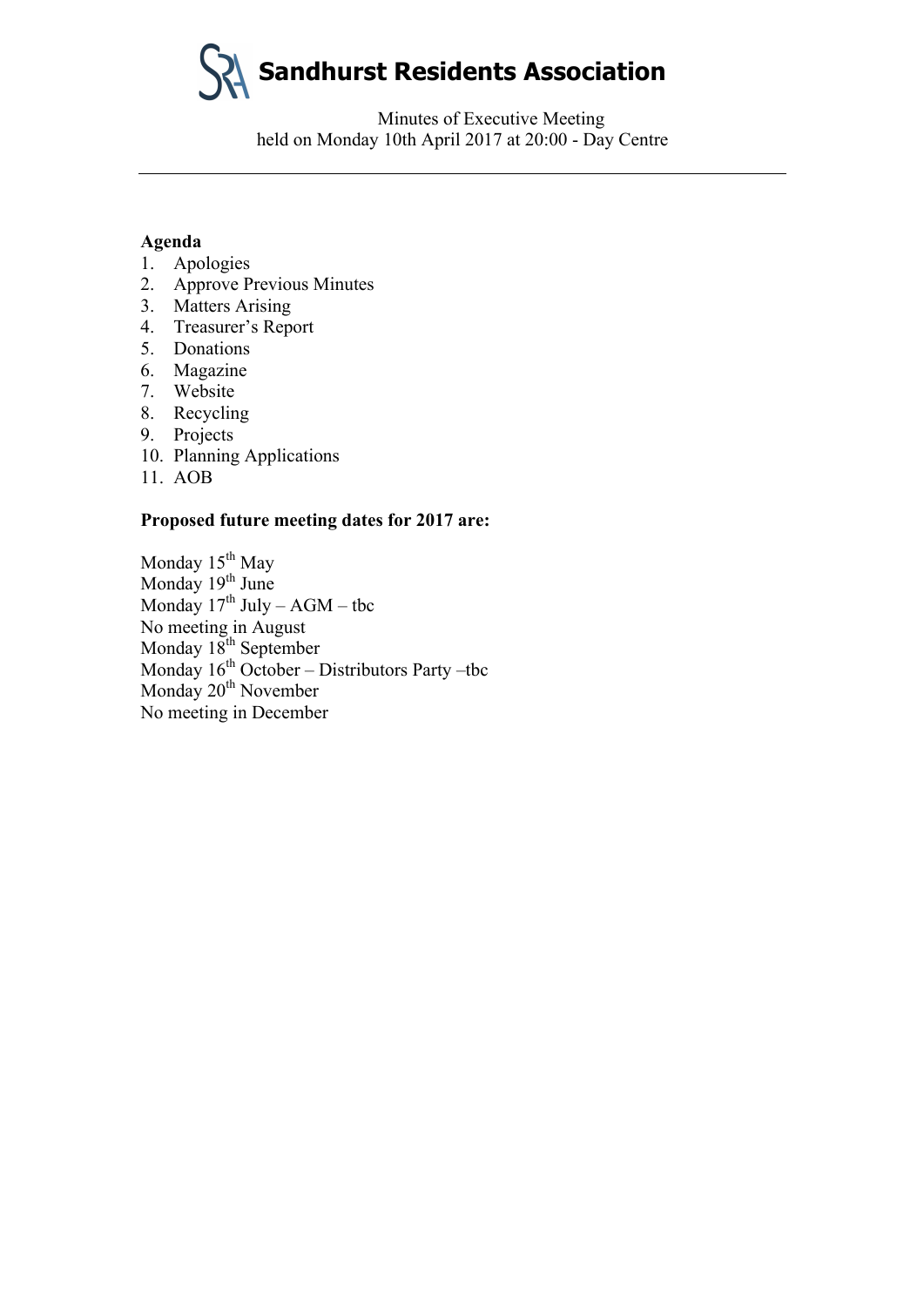# Sandhurst Residents Association

Minutes of Executive Meeting
held on Monday 10th April 2017 at 20:00 - Day Centre

---

**Agenda**

1. Apologies
2. Approve Previous Minutes
3. Matters Arising
4. Treasurer's Report
5. Donations
6. Magazine
7. Website
8. Recycling
9. Projects
10. Planning Applications
11. AOB

**Proposed future meeting dates for 2017 are:**

Monday 15th May
Monday 19th June
Monday 17th July – AGM – tbc
No meeting in August
Monday 18th September
Monday 16th October – Distributors Party –tbc
Monday 20th November
No meeting in December